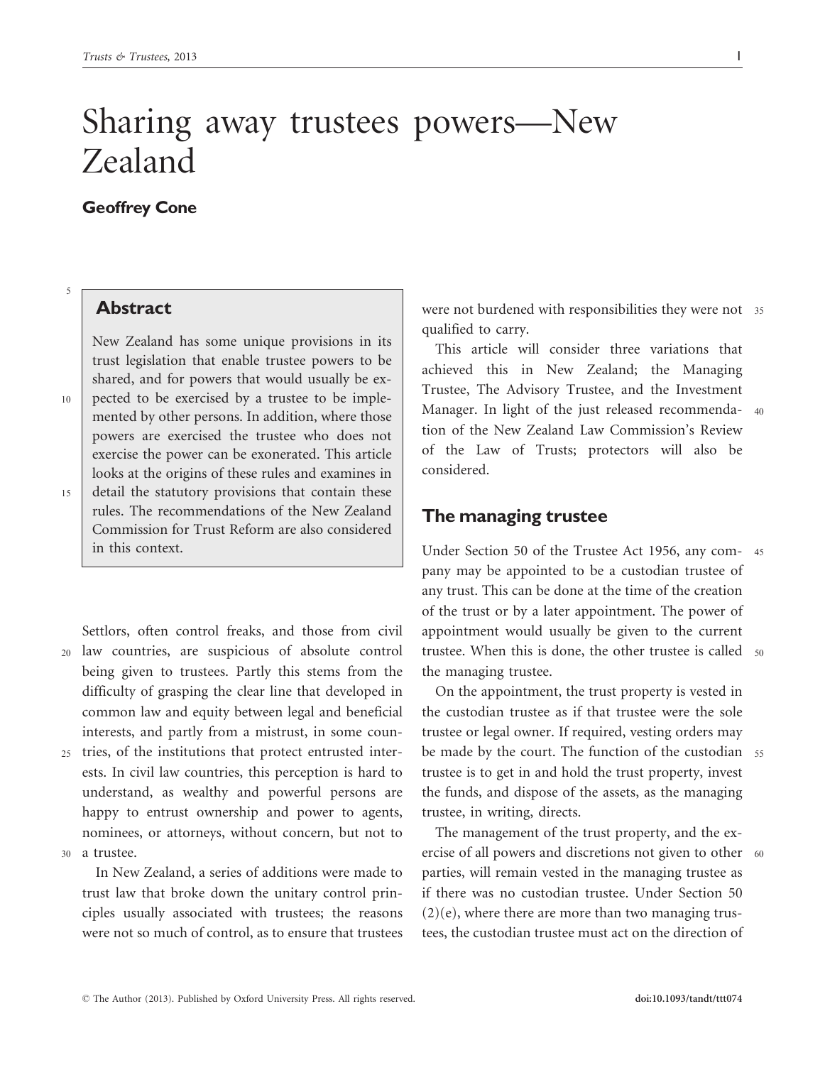# Sharing away trustees powers—New Zealand

**Geoffrey Cone**

## Abstract

New Zealand has some unique provisions in its trust legislation that enable trustee powers to be shared, and for powers that would usually be expected to be exercised by a trustee to be implemented by other persons. In addition, where those powers are exercised the trustee who does not exercise the power can be exonerated. This article looks at the origins of these rules and examines in detail the statutory provisions that contain these rules. The recommendations of the New Zealand Commission for Trust Reform are also considered in this context.

Settlors, often control freaks, and those from civil law countries, are suspicious of absolute control being given to trustees. Partly this stems from the difficulty of grasping the clear line that developed in common law and equity between legal and beneficial interests, and partly from a mistrust, in some countries, of the institutions that protect entrusted interests. In civil law countries, this perception is hard to understand, as wealthy and powerful persons are happy to entrust ownership and power to agents, nominees, or attorneys, without concern, but not to a trustee.

In New Zealand, a series of additions were made to trust law that broke down the unitary control principles usually associated with trustees; the reasons were not so much of control, as to ensure that trustees were not burdened with responsibilities they were not qualified to carry.

This article will consider three variations that achieved this in New Zealand; the Managing Trustee, The Advisory Trustee, and the Investment Manager. In light of the just released recommendation of the New Zealand Law Commission's Review of the Law of Trusts; protectors will also be considered.

## The managing trustee

Under Section 50 of the Trustee Act 1956, any company may be appointed to be a custodian trustee of any trust. This can be done at the time of the creation of the trust or by a later appointment. The power of appointment would usually be given to the current trustee. When this is done, the other trustee is called the managing trustee.

On the appointment, the trust property is vested in the custodian trustee as if that trustee were the sole trustee or legal owner. If required, vesting orders may be made by the court. The function of the custodian trustee is to get in and hold the trust property, invest the funds, and dispose of the assets, as the managing trustee, in writing, directs.

The management of the trust property, and the exercise of all powers and discretions not given to other parties, will remain vested in the managing trustee as if there was no custodian trustee. Under Section 50 (2)(e), where there are more than two managing trustees, the custodian trustee must act on the direction of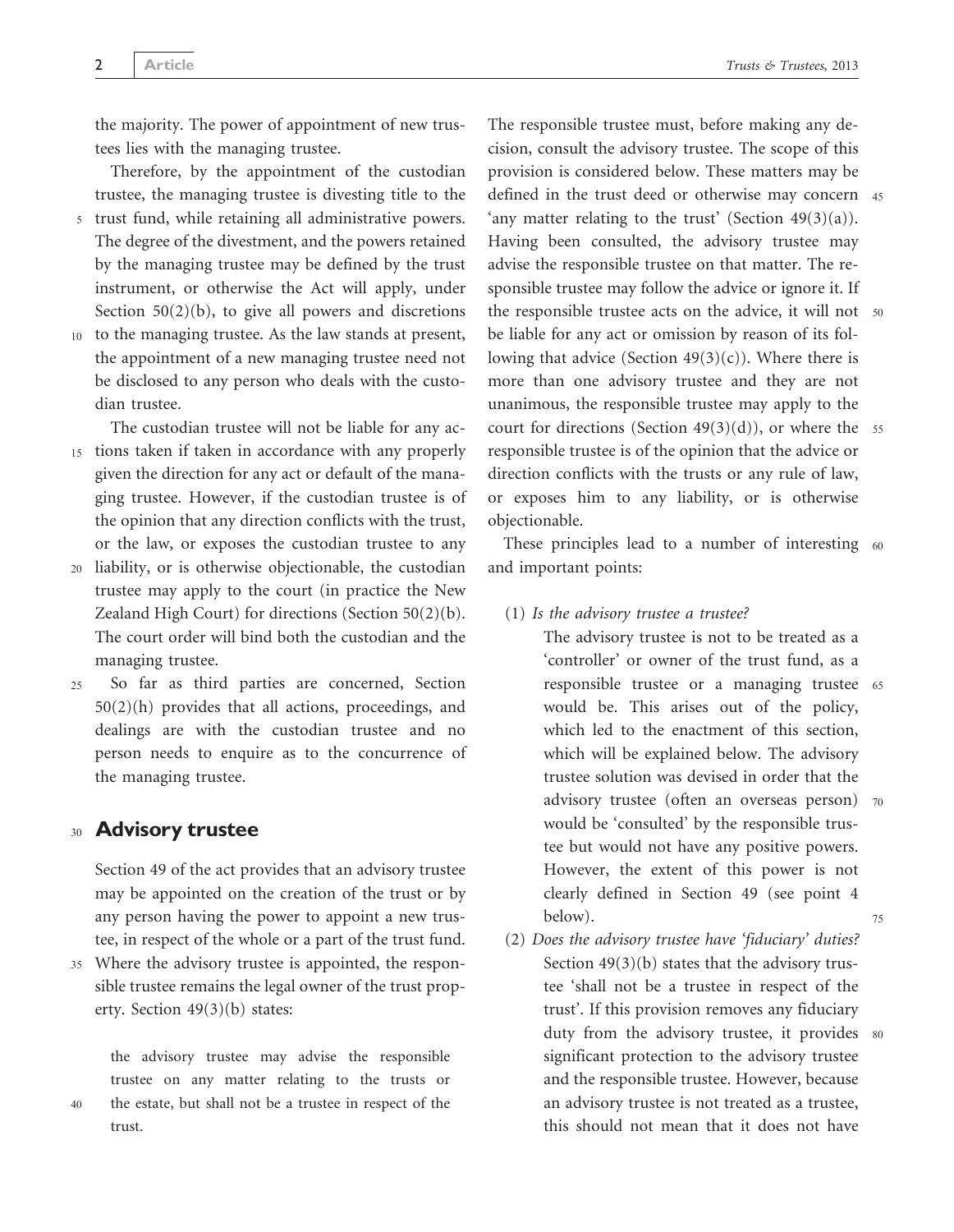the majority. The power of appointment of new trustees lies with the managing trustee.

Therefore, by the appointment of the custodian trustee, the managing trustee is divesting title to the trust fund, while retaining all administrative powers. The degree of the divestment, and the powers retained by the managing trustee may be defined by the trust instrument, or otherwise the Act will apply, under Section 50(2)(b), to give all powers and discretions to the managing trustee. As the law stands at present, the appointment of a new managing trustee need not be disclosed to any person who deals with the custodian trustee.

The custodian trustee will not be liable for any actions taken if taken in accordance with any properly given the direction for any act or default of the managing trustee. However, if the custodian trustee is of the opinion that any direction conflicts with the trust, or the law, or exposes the custodian trustee to any liability, or is otherwise objectionable, the custodian trustee may apply to the court (in practice the New Zealand High Court) for directions (Section 50(2)(b). The court order will bind both the custodian and the managing trustee.

So far as third parties are concerned, Section 50(2)(h) provides that all actions, proceedings, and dealings are with the custodian trustee and no person needs to enquire as to the concurrence of the managing trustee.

## Advisory trustee

Section 49 of the act provides that an advisory trustee may be appointed on the creation of the trust or by any person having the power to appoint a new trustee, in respect of the whole or a part of the trust fund. Where the advisory trustee is appointed, the responsible trustee remains the legal owner of the trust property. Section 49(3)(b) states:

> the advisory trustee may advise the responsible trustee on any matter relating to the trusts or the estate, but shall not be a trustee in respect of the trust.

The responsible trustee must, before making any decision, consult the advisory trustee. The scope of this provision is considered below. These matters may be defined in the trust deed or otherwise may concern 'any matter relating to the trust' (Section 49(3)(a)). Having been consulted, the advisory trustee may advise the responsible trustee on that matter. The responsible trustee may follow the advice or ignore it. If the responsible trustee acts on the advice, it will not be liable for any act or omission by reason of its following that advice (Section 49(3)(c)). Where there is more than one advisory trustee and they are not unanimous, the responsible trustee may apply to the court for directions (Section 49(3)(d)), or where the responsible trustee is of the opinion that the advice or direction conflicts with the trusts or any rule of law, or exposes him to any liability, or is otherwise objectionable.

These principles lead to a number of interesting and important points:

(1) *Is the advisory trustee a trustee?*
The advisory trustee is not to be treated as a 'controller' or owner of the trust fund, as a responsible trustee or a managing trustee would be. This arises out of the policy, which led to the enactment of this section, which will be explained below. The advisory trustee solution was devised in order that the advisory trustee (often an overseas person) would be 'consulted' by the responsible trustee but would not have any positive powers. However, the extent of this power is not clearly defined in Section 49 (see point 4 below).

(2) *Does the advisory trustee have 'fiduciary' duties?*
Section 49(3)(b) states that the advisory trustee 'shall not be a trustee in respect of the trust'. If this provision removes any fiduciary duty from the advisory trustee, it provides significant protection to the advisory trustee and the responsible trustee. However, because an advisory trustee is not treated as a trustee, this should not mean that it does not have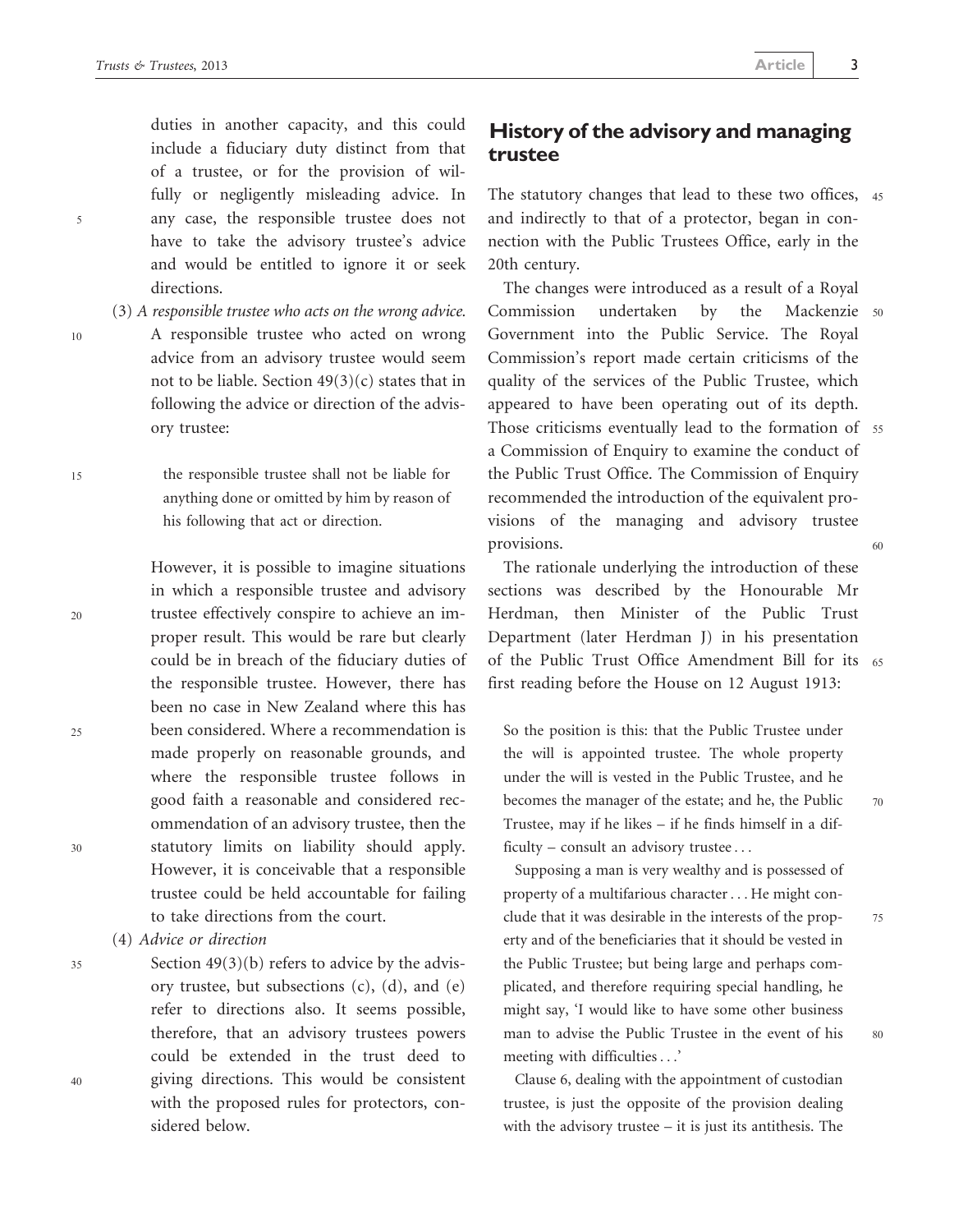duties in another capacity, and this could include a fiduciary duty distinct from that of a trustee, or for the provision of wilfully or negligently misleading advice. In any case, the responsible trustee does not have to take the advisory trustee's advice and would be entitled to ignore it or seek directions.

(3) *A responsible trustee who acts on the wrong advice.* A responsible trustee who acted on wrong advice from an advisory trustee would seem not to be liable. Section 49(3)(c) states that in following the advice or direction of the advisory trustee:

> the responsible trustee shall not be liable for anything done or omitted by him by reason of his following that act or direction.

However, it is possible to imagine situations in which a responsible trustee and advisory trustee effectively conspire to achieve an improper result. This would be rare but clearly could be in breach of the fiduciary duties of the responsible trustee. However, there has been no case in New Zealand where this has been considered. Where a recommendation is made properly on reasonable grounds, and where the responsible trustee follows in good faith a reasonable and considered recommendation of an advisory trustee, then the statutory limits on liability should apply. However, it is conceivable that a responsible trustee could be held accountable for failing to take directions from the court.

(4) *Advice or direction*

Section 49(3)(b) refers to advice by the advisory trustee, but subsections (c), (d), and (e) refer to directions also. It seems possible, therefore, that an advisory trustees powers could be extended in the trust deed to giving directions. This would be consistent with the proposed rules for protectors, considered below.

## History of the advisory and managing trustee

The statutory changes that lead to these two offices, and indirectly to that of a protector, began in connection with the Public Trustees Office, early in the 20th century.

The changes were introduced as a result of a Royal Commission undertaken by the Mackenzie Government into the Public Service. The Royal Commission's report made certain criticisms of the quality of the services of the Public Trustee, which appeared to have been operating out of its depth. Those criticisms eventually lead to the formation of a Commission of Enquiry to examine the conduct of the Public Trust Office. The Commission of Enquiry recommended the introduction of the equivalent provisions of the managing and advisory trustee provisions.

The rationale underlying the introduction of these sections was described by the Honourable Mr Herdman, then Minister of the Public Trust Department (later Herdman J) in his presentation of the Public Trust Office Amendment Bill for its first reading before the House on 12 August 1913:

> So the position is this: that the Public Trustee under the will is appointed trustee. The whole property under the will is vested in the Public Trustee, and he becomes the manager of the estate; and he, the Public Trustee, may if he likes – if he finds himself in a difficulty – consult an advisory trustee . . .
>
> Supposing a man is very wealthy and is possessed of property of a multifarious character . . . He might conclude that it was desirable in the interests of the property and of the beneficiaries that it should be vested in the Public Trustee; but being large and perhaps complicated, and therefore requiring special handling, he might say, 'I would like to have some other business man to advise the Public Trustee in the event of his meeting with difficulties . . .'
>
> Clause 6, dealing with the appointment of custodian trustee, is just the opposite of the provision dealing with the advisory trustee – it is just its antithesis. The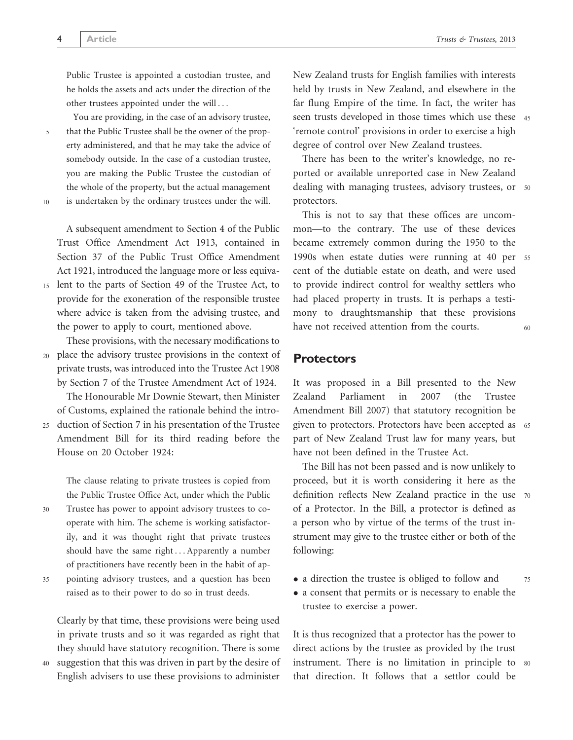Public Trustee is appointed a custodian trustee, and he holds the assets and acts under the direction of the other trustees appointed under the will . . .

You are providing, in the case of an advisory trustee, that the Public Trustee shall be the owner of the property administered, and that he may take the advice of somebody outside. In the case of a custodian trustee, you are making the Public Trustee the custodian of the whole of the property, but the actual management is undertaken by the ordinary trustees under the will.

A subsequent amendment to Section 4 of the Public Trust Office Amendment Act 1913, contained in Section 37 of the Public Trust Office Amendment Act 1921, introduced the language more or less equivalent to the parts of Section 49 of the Trustee Act, to provide for the exoneration of the responsible trustee where advice is taken from the advising trustee, and the power to apply to court, mentioned above.

These provisions, with the necessary modifications to place the advisory trustee provisions in the context of private trusts, was introduced into the Trustee Act 1908 by Section 7 of the Trustee Amendment Act of 1924.

The Honourable Mr Downie Stewart, then Minister of Customs, explained the rationale behind the introduction of Section 7 in his presentation of the Trustee Amendment Bill for its third reading before the House on 20 October 1924:

> The clause relating to private trustees is copied from the Public Trustee Office Act, under which the Public Trustee has power to appoint advisory trustees to co-operate with him. The scheme is working satisfactorily, and it was thought right that private trustees should have the same right . . . Apparently a number of practitioners have recently been in the habit of appointing advisory trustees, and a question has been raised as to their power to do so in trust deeds.

Clearly by that time, these provisions were being used in private trusts and so it was regarded as right that they should have statutory recognition. There is some suggestion that this was driven in part by the desire of English advisers to use these provisions to administer New Zealand trusts for English families with interests held by trusts in New Zealand, and elsewhere in the far flung Empire of the time. In fact, the writer has seen trusts developed in those times which use these 'remote control' provisions in order to exercise a high degree of control over New Zealand trustees.

There has been to the writer's knowledge, no reported or available unreported case in New Zealand dealing with managing trustees, advisory trustees, or protectors.

This is not to say that these offices are uncommon—to the contrary. The use of these devices became extremely common during the 1950 to the 1990s when estate duties were running at 40 per cent of the dutiable estate on death, and were used to provide indirect control for wealthy settlers who had placed property in trusts. It is perhaps a testimony to draughtsmanship that these provisions have not received attention from the courts.

## Protectors

It was proposed in a Bill presented to the New Zealand Parliament in 2007 (the Trustee Amendment Bill 2007) that statutory recognition be given to protectors. Protectors have been accepted as part of New Zealand Trust law for many years, but have not been defined in the Trustee Act.

The Bill has not been passed and is now unlikely to proceed, but it is worth considering it here as the definition reflects New Zealand practice in the use of a Protector. In the Bill, a protector is defined as a person who by virtue of the terms of the trust instrument may give to the trustee either or both of the following:

- a direction the trustee is obliged to follow and
- a consent that permits or is necessary to enable the trustee to exercise a power.

It is thus recognized that a protector has the power to direct actions by the trustee as provided by the trust instrument. There is no limitation in principle to that direction. It follows that a settlor could be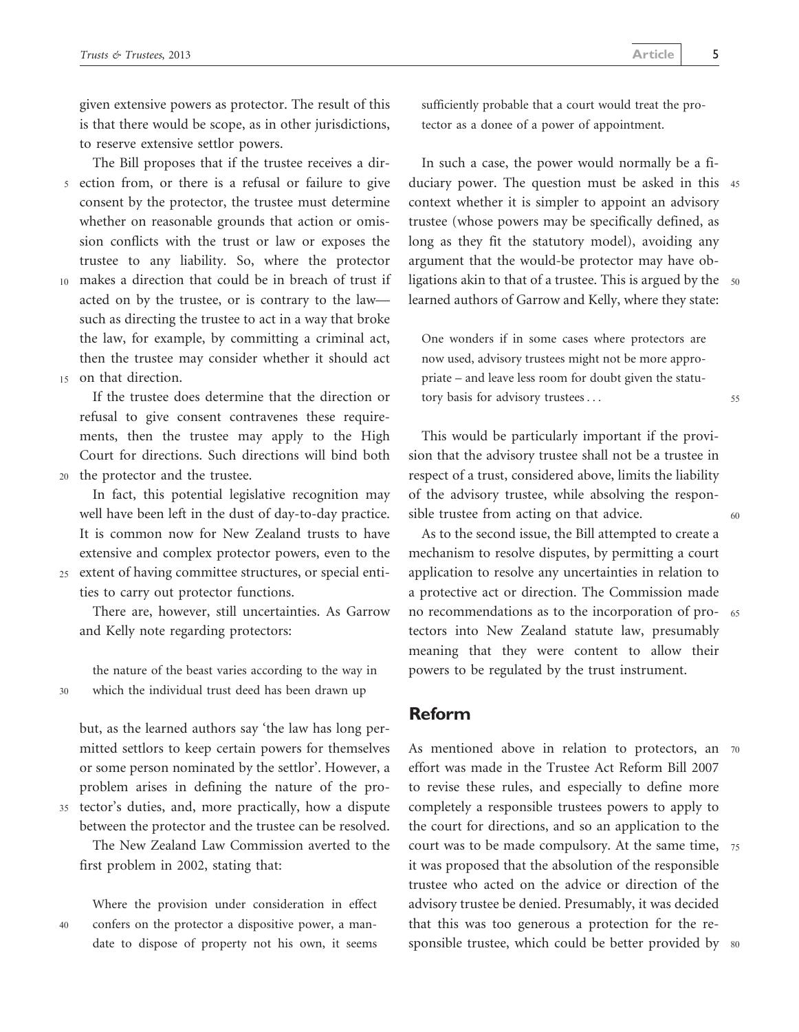given extensive powers as protector. The result of this is that there would be scope, as in other jurisdictions, to reserve extensive settlor powers.

The Bill proposes that if the trustee receives a direction from, or there is a refusal or failure to give consent by the protector, the trustee must determine whether on reasonable grounds that action or omission conflicts with the trust or law or exposes the trustee to any liability. So, where the protector makes a direction that could be in breach of trust if acted on by the trustee, or is contrary to the law—such as directing the trustee to act in a way that broke the law, for example, by committing a criminal act, then the trustee may consider whether it should act on that direction.

If the trustee does determine that the direction or refusal to give consent contravenes these requirements, then the trustee may apply to the High Court for directions. Such directions will bind both the protector and the trustee.

In fact, this potential legislative recognition may well have been left in the dust of day-to-day practice. It is common now for New Zealand trusts to have extensive and complex protector powers, even to the extent of having committee structures, or special entities to carry out protector functions.

There are, however, still uncertainties. As Garrow and Kelly note regarding protectors:

> the nature of the beast varies according to the way in which the individual trust deed has been drawn up

but, as the learned authors say 'the law has long permitted settlors to keep certain powers for themselves or some person nominated by the settlor'. However, a problem arises in defining the nature of the protector's duties, and, more practically, how a dispute between the protector and the trustee can be resolved.

The New Zealand Law Commission averted to the first problem in 2002, stating that:

> Where the provision under consideration in effect confers on the protector a dispositive power, a mandate to dispose of property not his own, it seems sufficiently probable that a court would treat the protector as a donee of a power of appointment.

In such a case, the power would normally be a fiduciary power. The question must be asked in this context whether it is simpler to appoint an advisory trustee (whose powers may be specifically defined, as long as they fit the statutory model), avoiding any argument that the would-be protector may have obligations akin to that of a trustee. This is argued by the learned authors of Garrow and Kelly, where they state:

> One wonders if in some cases where protectors are now used, advisory trustees might not be more appropriate – and leave less room for doubt given the statutory basis for advisory trustees . . .

This would be particularly important if the provision that the advisory trustee shall not be a trustee in respect of a trust, considered above, limits the liability of the advisory trustee, while absolving the responsible trustee from acting on that advice.

As to the second issue, the Bill attempted to create a mechanism to resolve disputes, by permitting a court application to resolve any uncertainties in relation to a protective act or direction. The Commission made no recommendations as to the incorporation of protectors into New Zealand statute law, presumably meaning that they were content to allow their powers to be regulated by the trust instrument.

## Reform

As mentioned above in relation to protectors, an effort was made in the Trustee Act Reform Bill 2007 to revise these rules, and especially to define more completely a responsible trustees powers to apply to the court for directions, and so an application to the court was to be made compulsory. At the same time, it was proposed that the absolution of the responsible trustee who acted on the advice or direction of the advisory trustee be denied. Presumably, it was decided that this was too generous a protection for the responsible trustee, which could be better provided by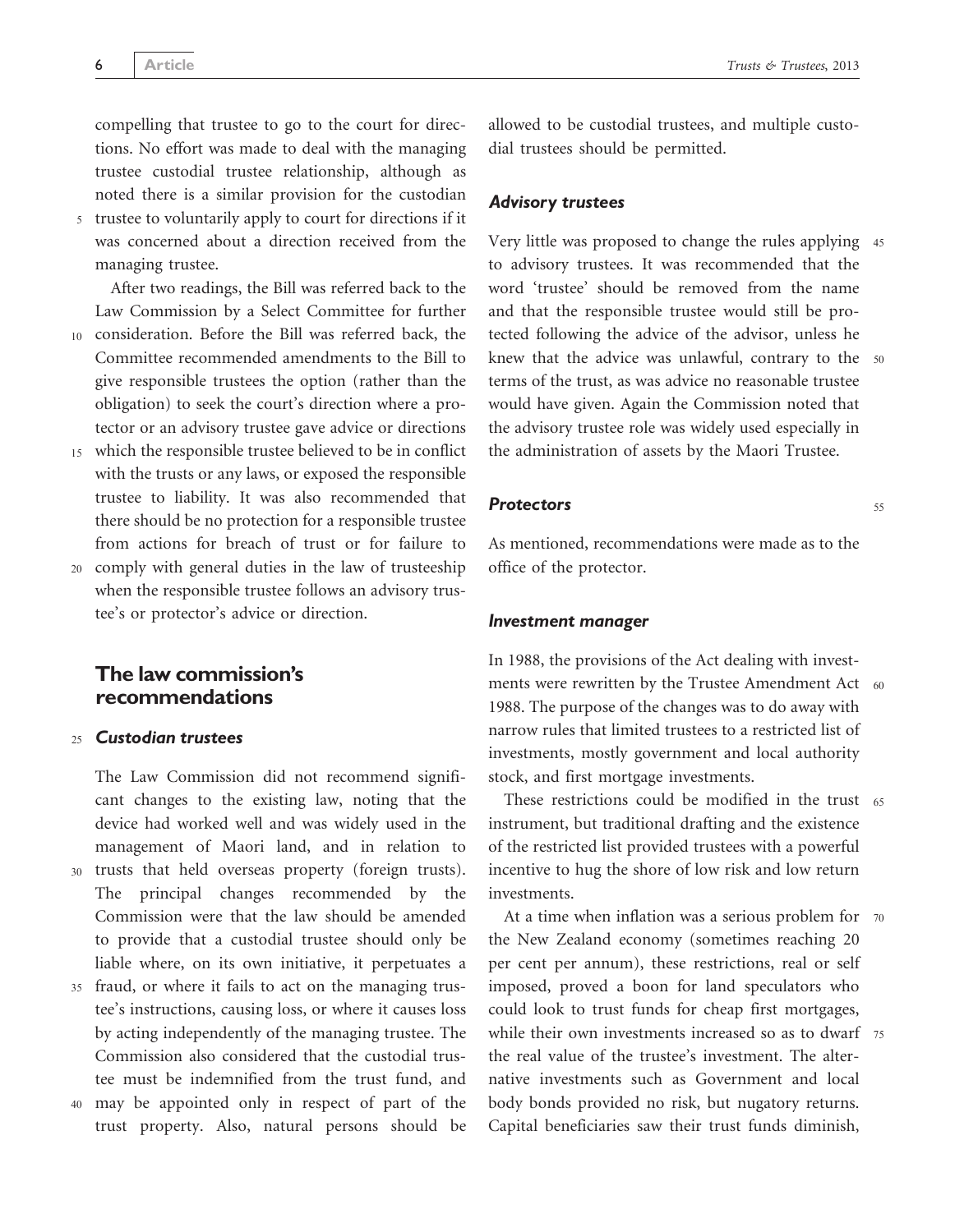compelling that trustee to go to the court for directions. No effort was made to deal with the managing trustee custodial trustee relationship, although as noted there is a similar provision for the custodian trustee to voluntarily apply to court for directions if it was concerned about a direction received from the managing trustee.

After two readings, the Bill was referred back to the Law Commission by a Select Committee for further consideration. Before the Bill was referred back, the Committee recommended amendments to the Bill to give responsible trustees the option (rather than the obligation) to seek the court's direction where a protector or an advisory trustee gave advice or directions which the responsible trustee believed to be in conflict with the trusts or any laws, or exposed the responsible trustee to liability. It was also recommended that there should be no protection for a responsible trustee from actions for breach of trust or for failure to comply with general duties in the law of trusteeship when the responsible trustee follows an advisory trustee's or protector's advice or direction.

## The law commission's recommendations

### *Custodian trustees*

The Law Commission did not recommend significant changes to the existing law, noting that the device had worked well and was widely used in the management of Maori land, and in relation to trusts that held overseas property (foreign trusts). The principal changes recommended by the Commission were that the law should be amended to provide that a custodial trustee should only be liable where, on its own initiative, it perpetuates a fraud, or where it fails to act on the managing trustee's instructions, causing loss, or where it causes loss by acting independently of the managing trustee. The Commission also considered that the custodial trustee must be indemnified from the trust fund, and may be appointed only in respect of part of the trust property. Also, natural persons should be allowed to be custodial trustees, and multiple custodial trustees should be permitted.

### *Advisory trustees*

Very little was proposed to change the rules applying to advisory trustees. It was recommended that the word 'trustee' should be removed from the name and that the responsible trustee would still be protected following the advice of the advisor, unless he knew that the advice was unlawful, contrary to the terms of the trust, as was advice no reasonable trustee would have given. Again the Commission noted that the advisory trustee role was widely used especially in the administration of assets by the Maori Trustee.

### *Protectors*

As mentioned, recommendations were made as to the office of the protector.

### *Investment manager*

In 1988, the provisions of the Act dealing with investments were rewritten by the Trustee Amendment Act 1988. The purpose of the changes was to do away with narrow rules that limited trustees to a restricted list of investments, mostly government and local authority stock, and first mortgage investments.

These restrictions could be modified in the trust instrument, but traditional drafting and the existence of the restricted list provided trustees with a powerful incentive to hug the shore of low risk and low return investments.

At a time when inflation was a serious problem for the New Zealand economy (sometimes reaching 20 per cent per annum), these restrictions, real or self imposed, proved a boon for land speculators who could look to trust funds for cheap first mortgages, while their own investments increased so as to dwarf the real value of the trustee's investment. The alternative investments such as Government and local body bonds provided no risk, but nugatory returns. Capital beneficiaries saw their trust funds diminish,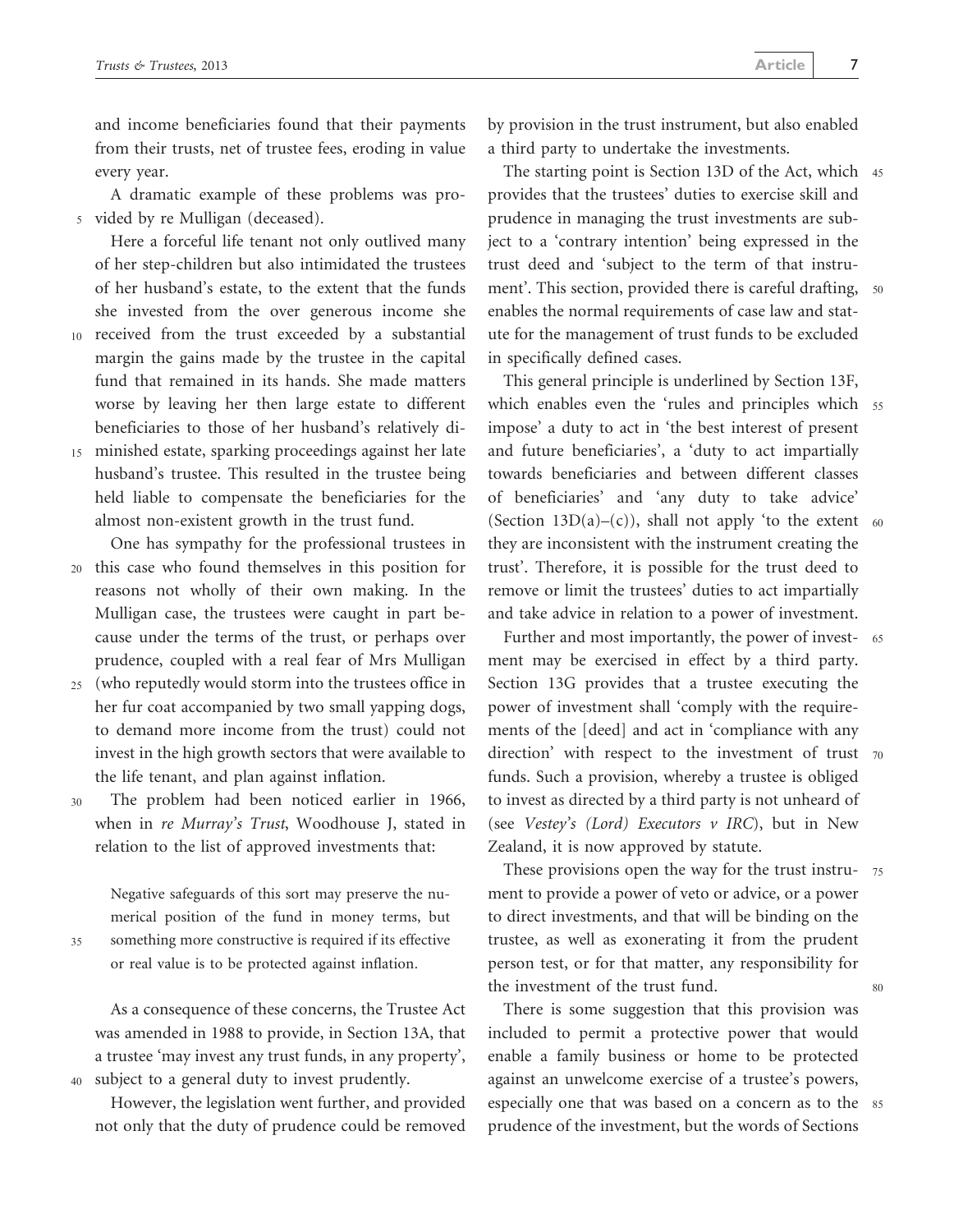and income beneficiaries found that their payments from their trusts, net of trustee fees, eroding in value every year.

A dramatic example of these problems was provided by re Mulligan (deceased).

Here a forceful life tenant not only outlived many of her step-children but also intimidated the trustees of her husband's estate, to the extent that the funds she invested from the over generous income she received from the trust exceeded by a substantial margin the gains made by the trustee in the capital fund that remained in its hands. She made matters worse by leaving her then large estate to different beneficiaries to those of her husband's relatively diminished estate, sparking proceedings against her late husband's trustee. This resulted in the trustee being held liable to compensate the beneficiaries for the almost non-existent growth in the trust fund.

One has sympathy for the professional trustees in this case who found themselves in this position for reasons not wholly of their own making. In the Mulligan case, the trustees were caught in part because under the terms of the trust, or perhaps over prudence, coupled with a real fear of Mrs Mulligan (who reputedly would storm into the trustees office in her fur coat accompanied by two small yapping dogs, to demand more income from the trust) could not invest in the high growth sectors that were available to the life tenant, and plan against inflation.

The problem had been noticed earlier in 1966, when in *re Murray's Trust*, Woodhouse J, stated in relation to the list of approved investments that:

> Negative safeguards of this sort may preserve the numerical position of the fund in money terms, but something more constructive is required if its effective or real value is to be protected against inflation.

As a consequence of these concerns, the Trustee Act was amended in 1988 to provide, in Section 13A, that a trustee 'may invest any trust funds, in any property', subject to a general duty to invest prudently.

However, the legislation went further, and provided not only that the duty of prudence could be removed by provision in the trust instrument, but also enabled a third party to undertake the investments.

The starting point is Section 13D of the Act, which provides that the trustees' duties to exercise skill and prudence in managing the trust investments are subject to a 'contrary intention' being expressed in the trust deed and 'subject to the term of that instrument'. This section, provided there is careful drafting, enables the normal requirements of case law and statute for the management of trust funds to be excluded in specifically defined cases.

This general principle is underlined by Section 13F, which enables even the 'rules and principles which impose' a duty to act in 'the best interest of present and future beneficiaries', a 'duty to act impartially towards beneficiaries and between different classes of beneficiaries' and 'any duty to take advice' (Section 13D(a)–(c)), shall not apply 'to the extent they are inconsistent with the instrument creating the trust'. Therefore, it is possible for the trust deed to remove or limit the trustees' duties to act impartially and take advice in relation to a power of investment.

Further and most importantly, the power of investment may be exercised in effect by a third party. Section 13G provides that a trustee executing the power of investment shall 'comply with the requirements of the [deed] and act in 'compliance with any direction' with respect to the investment of trust funds. Such a provision, whereby a trustee is obliged to invest as directed by a third party is not unheard of (see *Vestey's (Lord) Executors v IRC*), but in New Zealand, it is now approved by statute.

These provisions open the way for the trust instrument to provide a power of veto or advice, or a power to direct investments, and that will be binding on the trustee, as well as exonerating it from the prudent person test, or for that matter, any responsibility for the investment of the trust fund.

There is some suggestion that this provision was included to permit a protective power that would enable a family business or home to be protected against an unwelcome exercise of a trustee's powers, especially one that was based on a concern as to the prudence of the investment, but the words of Sections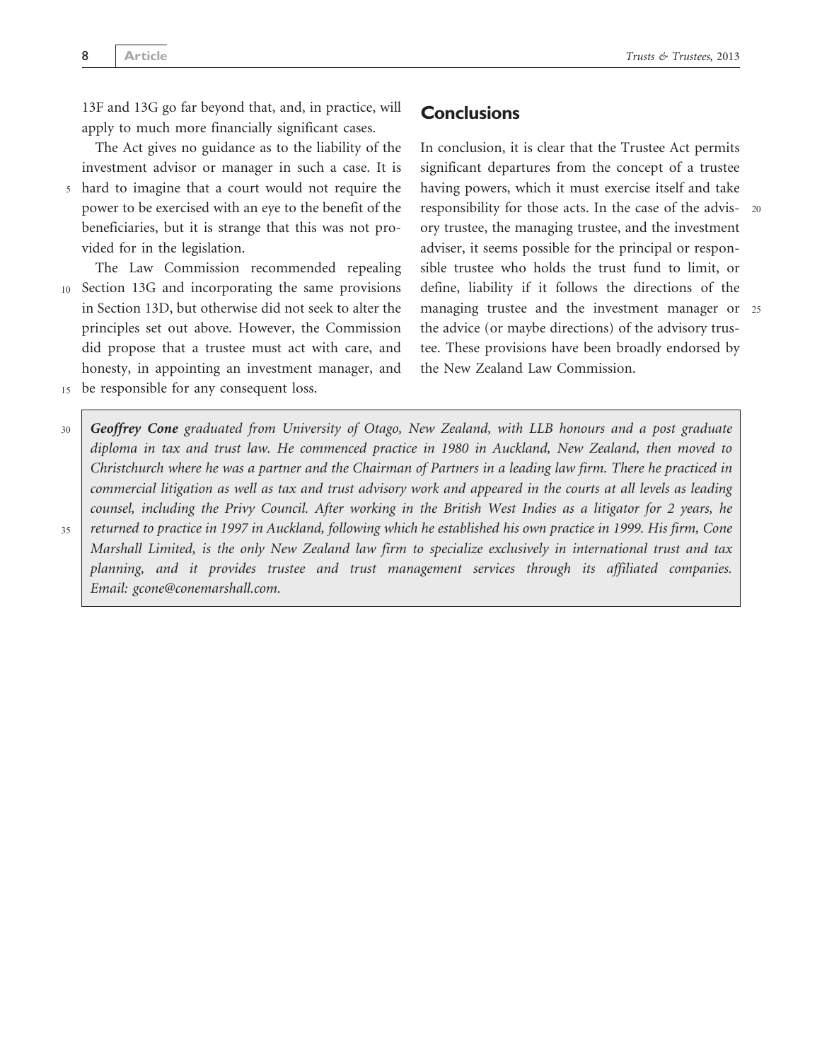13F and 13G go far beyond that, and, in practice, will apply to much more financially significant cases.

The Act gives no guidance as to the liability of the investment advisor or manager in such a case. It is hard to imagine that a court would not require the power to be exercised with an eye to the benefit of the beneficiaries, but it is strange that this was not provided for in the legislation.

The Law Commission recommended repealing Section 13G and incorporating the same provisions in Section 13D, but otherwise did not seek to alter the principles set out above. However, the Commission did propose that a trustee must act with care, and honesty, in appointing an investment manager, and be responsible for any consequent loss.

## Conclusions

In conclusion, it is clear that the Trustee Act permits significant departures from the concept of a trustee having powers, which it must exercise itself and take responsibility for those acts. In the case of the advisory trustee, the managing trustee, and the investment adviser, it seems possible for the principal or responsible trustee who holds the trust fund to limit, or define, liability if it follows the directions of the managing trustee and the investment manager or the advice (or maybe directions) of the advisory trustee. These provisions have been broadly endorsed by the New Zealand Law Commission.

***Geoffrey Cone*** *graduated from University of Otago, New Zealand, with LLB honours and a post graduate diploma in tax and trust law. He commenced practice in 1980 in Auckland, New Zealand, then moved to Christchurch where he was a partner and the Chairman of Partners in a leading law firm. There he practiced in commercial litigation as well as tax and trust advisory work and appeared in the courts at all levels as leading counsel, including the Privy Council. After working in the British West Indies as a litigator for 2 years, he returned to practice in 1997 in Auckland, following which he established his own practice in 1999. His firm, Cone Marshall Limited, is the only New Zealand law firm to specialize exclusively in international trust and tax planning, and it provides trustee and trust management services through its affiliated companies. Email: gcone@conemarshall.com.*